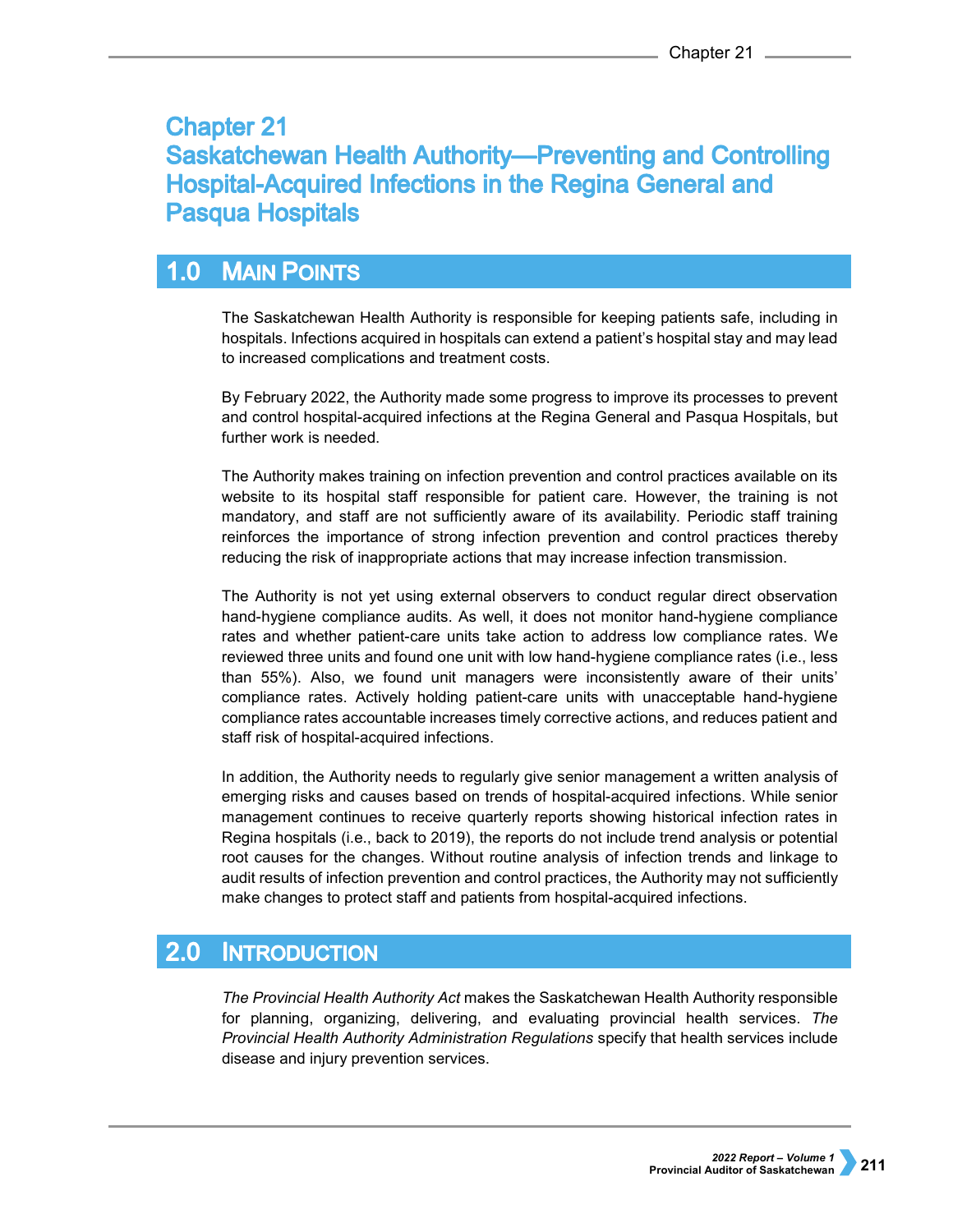# Chapter 21
# Saskatchewan Health Authority—Preventing and Controlling Hospital-Acquired Infections in the Regina General and Pasqua Hospitals

## 1.0 Main Points

The Saskatchewan Health Authority is responsible for keeping patients safe, including in hospitals. Infections acquired in hospitals can extend a patient's hospital stay and may lead to increased complications and treatment costs.

By February 2022, the Authority made some progress to improve its processes to prevent and control hospital-acquired infections at the Regina General and Pasqua Hospitals, but further work is needed.

The Authority makes training on infection prevention and control practices available on its website to its hospital staff responsible for patient care. However, the training is not mandatory, and staff are not sufficiently aware of its availability. Periodic staff training reinforces the importance of strong infection prevention and control practices thereby reducing the risk of inappropriate actions that may increase infection transmission.

The Authority is not yet using external observers to conduct regular direct observation hand-hygiene compliance audits. As well, it does not monitor hand-hygiene compliance rates and whether patient-care units take action to address low compliance rates. We reviewed three units and found one unit with low hand-hygiene compliance rates (i.e., less than 55%). Also, we found unit managers were inconsistently aware of their units' compliance rates. Actively holding patient-care units with unacceptable hand-hygiene compliance rates accountable increases timely corrective actions, and reduces patient and staff risk of hospital-acquired infections.

In addition, the Authority needs to regularly give senior management a written analysis of emerging risks and causes based on trends of hospital-acquired infections. While senior management continues to receive quarterly reports showing historical infection rates in Regina hospitals (i.e., back to 2019), the reports do not include trend analysis or potential root causes for the changes. Without routine analysis of infection trends and linkage to audit results of infection prevention and control practices, the Authority may not sufficiently make changes to protect staff and patients from hospital-acquired infections.

## 2.0 Introduction

*The Provincial Health Authority Act* makes the Saskatchewan Health Authority responsible for planning, organizing, delivering, and evaluating provincial health services. *The Provincial Health Authority Administration Regulations* specify that health services include disease and injury prevention services.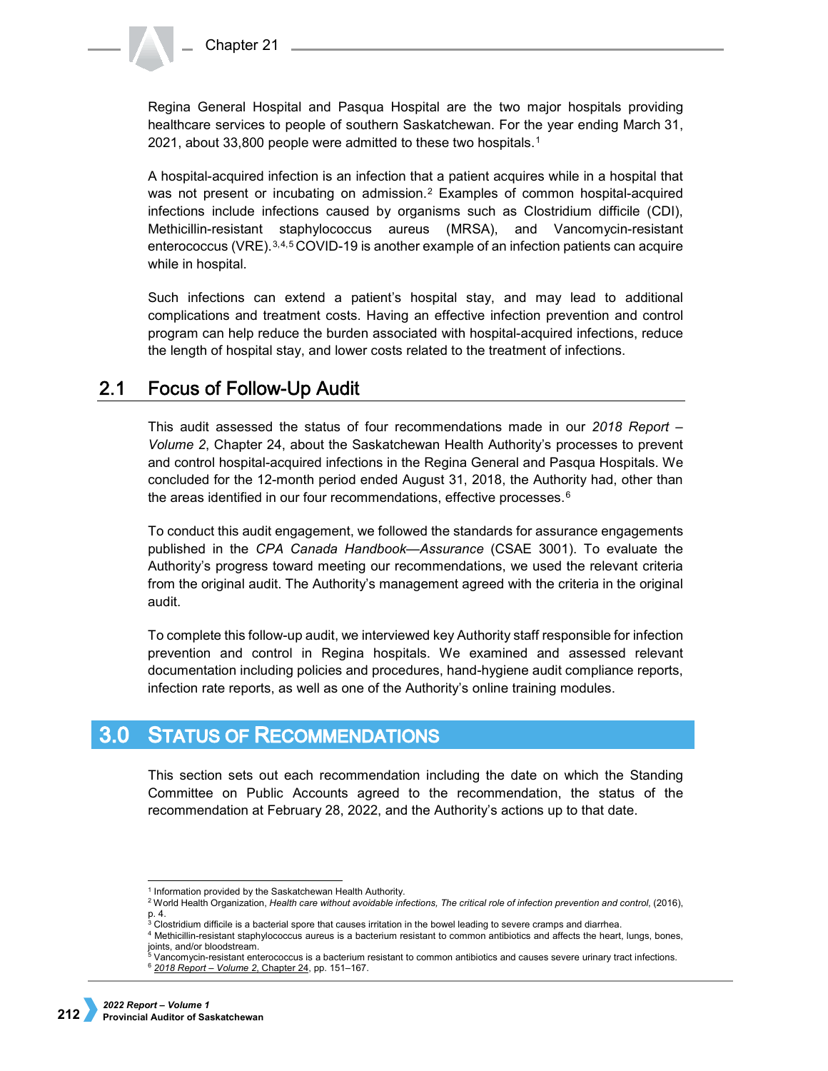Regina General Hospital and Pasqua Hospital are the two major hospitals providing healthcare services to people of southern Saskatchewan. For the year ending March 31, 2021, about 33,800 people were admitted to these two hospitals.[1]

A hospital-acquired infection is an infection that a patient acquires while in a hospital that was not present or incubating on admission.[2] Examples of common hospital-acquired infections include infections caused by organisms such as Clostridium difficile (CDI), Methicillin-resistant staphylococcus aureus (MRSA), and Vancomycin-resistant enterococcus (VRE).[3,4,5] COVID-19 is another example of an infection patients can acquire while in hospital.

Such infections can extend a patient's hospital stay, and may lead to additional complications and treatment costs. Having an effective infection prevention and control program can help reduce the burden associated with hospital-acquired infections, reduce the length of hospital stay, and lower costs related to the treatment of infections.

## 2.1 Focus of Follow-Up Audit

This audit assessed the status of four recommendations made in our *2018 Report – Volume 2*, Chapter 24, about the Saskatchewan Health Authority's processes to prevent and control hospital-acquired infections in the Regina General and Pasqua Hospitals. We concluded for the 12-month period ended August 31, 2018, the Authority had, other than the areas identified in our four recommendations, effective processes.[6]

To conduct this audit engagement, we followed the standards for assurance engagements published in the *CPA Canada Handbook—Assurance* (CSAE 3001). To evaluate the Authority's progress toward meeting our recommendations, we used the relevant criteria from the original audit. The Authority's management agreed with the criteria in the original audit.

To complete this follow-up audit, we interviewed key Authority staff responsible for infection prevention and control in Regina hospitals. We examined and assessed relevant documentation including policies and procedures, hand-hygiene audit compliance reports, infection rate reports, as well as one of the Authority's online training modules.

# 3.0 Status of Recommendations

This section sets out each recommendation including the date on which the Standing Committee on Public Accounts agreed to the recommendation, the status of the recommendation at February 28, 2022, and the Authority's actions up to that date.

---

[1] Information provided by the Saskatchewan Health Authority.
[2] World Health Organization, *Health care without avoidable infections, The critical role of infection prevention and control*, (2016), p. 4.
[3] Clostridium difficile is a bacterial spore that causes irritation in the bowel leading to severe cramps and diarrhea.
[4] Methicillin-resistant staphylococcus aureus is a bacterium resistant to common antibiotics and affects the heart, lungs, bones, joints, and/or bloodstream.
[5] Vancomycin-resistant enterococcus is a bacterium resistant to common antibiotics and causes severe urinary tract infections.
[6] *2018 Report – Volume 2*, Chapter 24, pp. 151–167.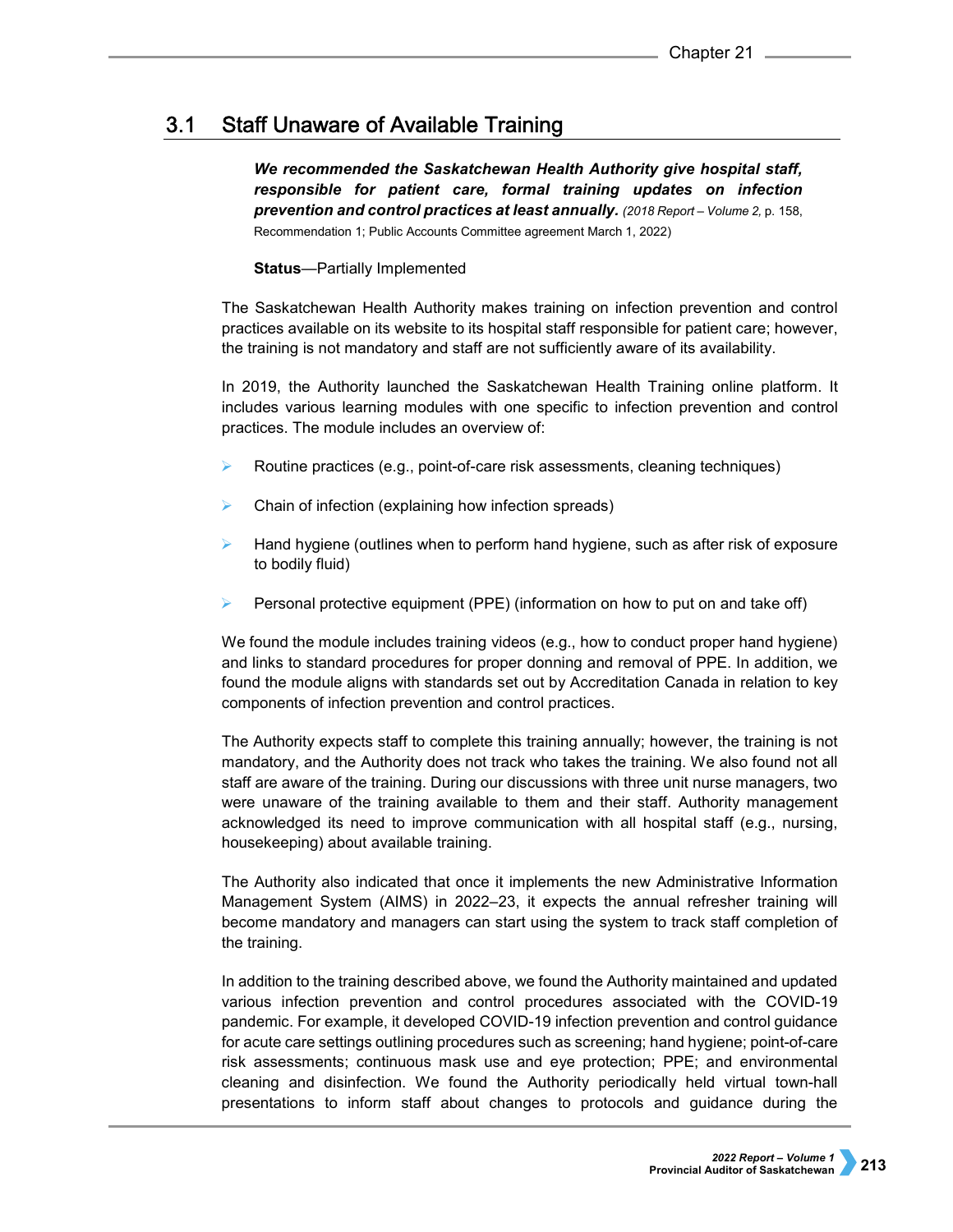## 3.1 Staff Unaware of Available Training

***We recommended the Saskatchewan Health Authority give hospital staff, responsible for patient care, formal training updates on infection prevention and control practices at least annually.*** *(2018 Report – Volume 2,* p. 158, Recommendation 1; Public Accounts Committee agreement March 1, 2022)

**Status**—Partially Implemented

The Saskatchewan Health Authority makes training on infection prevention and control practices available on its website to its hospital staff responsible for patient care; however, the training is not mandatory and staff are not sufficiently aware of its availability.

In 2019, the Authority launched the Saskatchewan Health Training online platform. It includes various learning modules with one specific to infection prevention and control practices. The module includes an overview of:

- Routine practices (e.g., point-of-care risk assessments, cleaning techniques)
- Chain of infection (explaining how infection spreads)
- Hand hygiene (outlines when to perform hand hygiene, such as after risk of exposure to bodily fluid)
- Personal protective equipment (PPE) (information on how to put on and take off)

We found the module includes training videos (e.g., how to conduct proper hand hygiene) and links to standard procedures for proper donning and removal of PPE. In addition, we found the module aligns with standards set out by Accreditation Canada in relation to key components of infection prevention and control practices.

The Authority expects staff to complete this training annually; however, the training is not mandatory, and the Authority does not track who takes the training. We also found not all staff are aware of the training. During our discussions with three unit nurse managers, two were unaware of the training available to them and their staff. Authority management acknowledged its need to improve communication with all hospital staff (e.g., nursing, housekeeping) about available training.

The Authority also indicated that once it implements the new Administrative Information Management System (AIMS) in 2022–23, it expects the annual refresher training will become mandatory and managers can start using the system to track staff completion of the training.

In addition to the training described above, we found the Authority maintained and updated various infection prevention and control procedures associated with the COVID-19 pandemic. For example, it developed COVID-19 infection prevention and control guidance for acute care settings outlining procedures such as screening; hand hygiene; point-of-care risk assessments; continuous mask use and eye protection; PPE; and environmental cleaning and disinfection. We found the Authority periodically held virtual town-hall presentations to inform staff about changes to protocols and guidance during the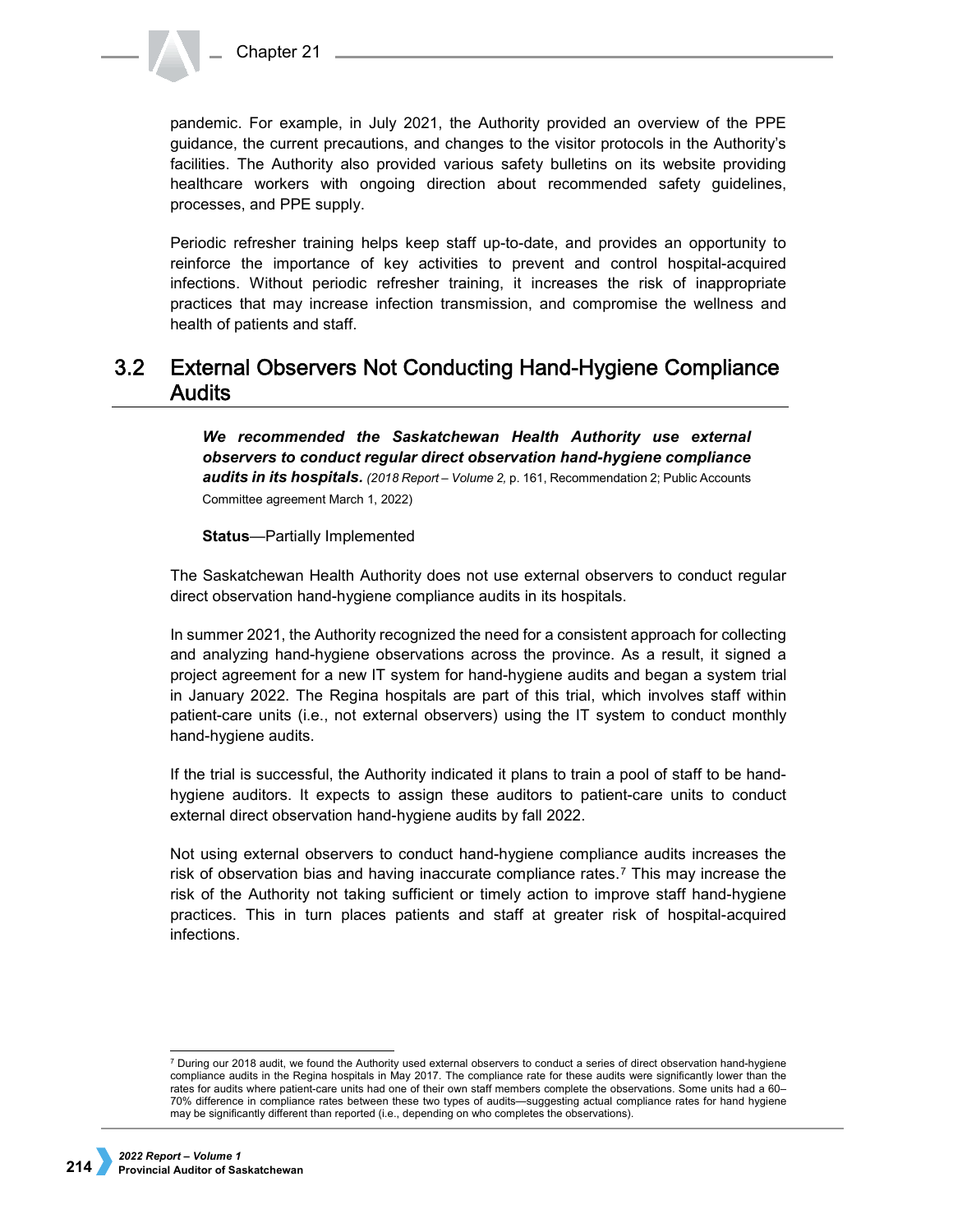pandemic. For example, in July 2021, the Authority provided an overview of the PPE guidance, the current precautions, and changes to the visitor protocols in the Authority's facilities. The Authority also provided various safety bulletins on its website providing healthcare workers with ongoing direction about recommended safety guidelines, processes, and PPE supply.

Periodic refresher training helps keep staff up-to-date, and provides an opportunity to reinforce the importance of key activities to prevent and control hospital-acquired infections. Without periodic refresher training, it increases the risk of inappropriate practices that may increase infection transmission, and compromise the wellness and health of patients and staff.

## 3.2 External Observers Not Conducting Hand-Hygiene Compliance Audits

> ***We recommended the Saskatchewan Health Authority use external observers to conduct regular direct observation hand-hygiene compliance audits in its hospitals.*** *(2018 Report – Volume 2,* p. 161, Recommendation 2; Public Accounts Committee agreement March 1, 2022)
>
> **Status**—Partially Implemented

The Saskatchewan Health Authority does not use external observers to conduct regular direct observation hand-hygiene compliance audits in its hospitals.

In summer 2021, the Authority recognized the need for a consistent approach for collecting and analyzing hand-hygiene observations across the province. As a result, it signed a project agreement for a new IT system for hand-hygiene audits and began a system trial in January 2022. The Regina hospitals are part of this trial, which involves staff within patient-care units (i.e., not external observers) using the IT system to conduct monthly hand-hygiene audits.

If the trial is successful, the Authority indicated it plans to train a pool of staff to be hand-hygiene auditors. It expects to assign these auditors to patient-care units to conduct external direct observation hand-hygiene audits by fall 2022.

Not using external observers to conduct hand-hygiene compliance audits increases the risk of observation bias and having inaccurate compliance rates.[7] This may increase the risk of the Authority not taking sufficient or timely action to improve staff hand-hygiene practices. This in turn places patients and staff at greater risk of hospital-acquired infections.

---

[7] During our 2018 audit, we found the Authority used external observers to conduct a series of direct observation hand-hygiene compliance audits in the Regina hospitals in May 2017. The compliance rate for these audits were significantly lower than the rates for audits where patient-care units had one of their own staff members complete the observations. Some units had a 60–70% difference in compliance rates between these two types of audits—suggesting actual compliance rates for hand hygiene may be significantly different than reported (i.e., depending on who completes the observations).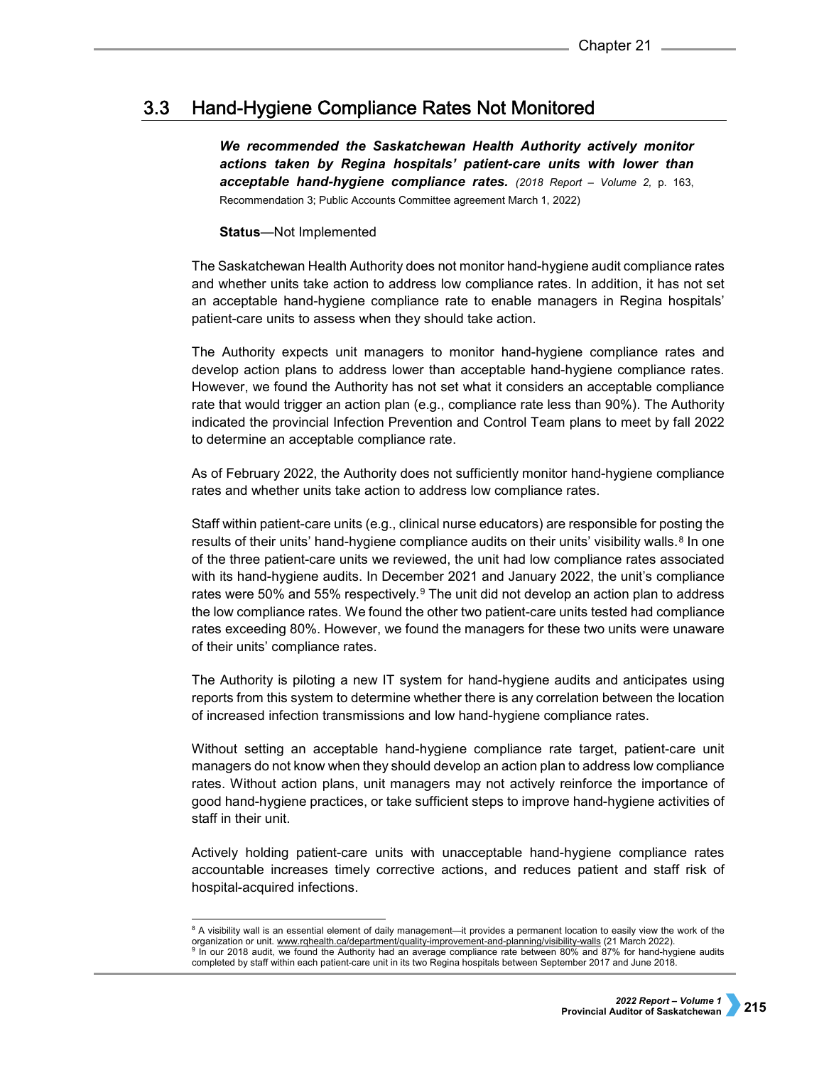## 3.3 Hand-Hygiene Compliance Rates Not Monitored

***We recommended the Saskatchewan Health Authority actively monitor actions taken by Regina hospitals' patient-care units with lower than acceptable hand-hygiene compliance rates.*** *(2018 Report – Volume 2,* p. 163, Recommendation 3; Public Accounts Committee agreement March 1, 2022)

**Status**—Not Implemented

The Saskatchewan Health Authority does not monitor hand-hygiene audit compliance rates and whether units take action to address low compliance rates. In addition, it has not set an acceptable hand-hygiene compliance rate to enable managers in Regina hospitals' patient-care units to assess when they should take action.

The Authority expects unit managers to monitor hand-hygiene compliance rates and develop action plans to address lower than acceptable hand-hygiene compliance rates. However, we found the Authority has not set what it considers an acceptable compliance rate that would trigger an action plan (e.g., compliance rate less than 90%). The Authority indicated the provincial Infection Prevention and Control Team plans to meet by fall 2022 to determine an acceptable compliance rate.

As of February 2022, the Authority does not sufficiently monitor hand-hygiene compliance rates and whether units take action to address low compliance rates.

Staff within patient-care units (e.g., clinical nurse educators) are responsible for posting the results of their units' hand-hygiene compliance audits on their units' visibility walls.[8] In one of the three patient-care units we reviewed, the unit had low compliance rates associated with its hand-hygiene audits. In December 2021 and January 2022, the unit's compliance rates were 50% and 55% respectively.[9] The unit did not develop an action plan to address the low compliance rates. We found the other two patient-care units tested had compliance rates exceeding 80%. However, we found the managers for these two units were unaware of their units' compliance rates.

The Authority is piloting a new IT system for hand-hygiene audits and anticipates using reports from this system to determine whether there is any correlation between the location of increased infection transmissions and low hand-hygiene compliance rates.

Without setting an acceptable hand-hygiene compliance rate target, patient-care unit managers do not know when they should develop an action plan to address low compliance rates. Without action plans, unit managers may not actively reinforce the importance of good hand-hygiene practices, or take sufficient steps to improve hand-hygiene activities of staff in their unit.

Actively holding patient-care units with unacceptable hand-hygiene compliance rates accountable increases timely corrective actions, and reduces patient and staff risk of hospital-acquired infections.

---

[8] A visibility wall is an essential element of daily management—it provides a permanent location to easily view the work of the organization or unit. www.rqhealth.ca/department/quality-improvement-and-planning/visibility-walls (21 March 2022).

[9] In our 2018 audit, we found the Authority had an average compliance rate between 80% and 87% for hand-hygiene audits completed by staff within each patient-care unit in its two Regina hospitals between September 2017 and June 2018.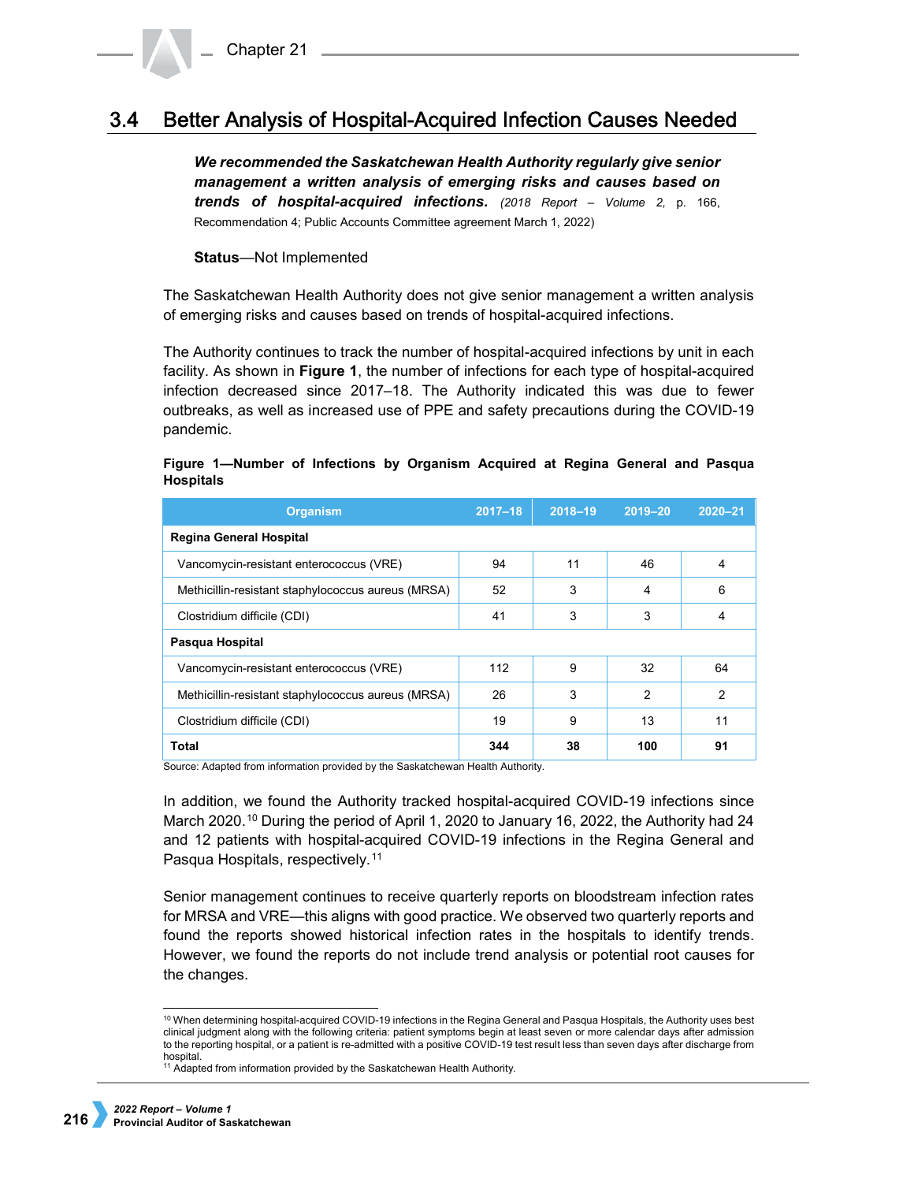## 3.4 Better Analysis of Hospital-Acquired Infection Causes Needed

***We recommended the Saskatchewan Health Authority regularly give senior management a written analysis of emerging risks and causes based on trends of hospital-acquired infections.*** *(2018 Report – Volume 2,* p. 166, Recommendation 4; Public Accounts Committee agreement March 1, 2022)

**Status**—Not Implemented

The Saskatchewan Health Authority does not give senior management a written analysis of emerging risks and causes based on trends of hospital-acquired infections.

The Authority continues to track the number of hospital-acquired infections by unit in each facility. As shown in **Figure 1**, the number of infections for each type of hospital-acquired infection decreased since 2017–18. The Authority indicated this was due to fewer outbreaks, as well as increased use of PPE and safety precautions during the COVID-19 pandemic.

**Figure 1—Number of Infections by Organism Acquired at Regina General and Pasqua Hospitals**

| Organism | 2017–18 | 2018–19 | 2019–20 | 2020–21 |
|---|---|---|---|---|
| **Regina General Hospital** | | | | |
| Vancomycin-resistant enterococcus (VRE) | 94 | 11 | 46 | 4 |
| Methicillin-resistant staphylococcus aureus (MRSA) | 52 | 3 | 4 | 6 |
| Clostridium difficile (CDI) | 41 | 3 | 3 | 4 |
| **Pasqua Hospital** | | | | |
| Vancomycin-resistant enterococcus (VRE) | 112 | 9 | 32 | 64 |
| Methicillin-resistant staphylococcus aureus (MRSA) | 26 | 3 | 2 | 2 |
| Clostridium difficile (CDI) | 19 | 9 | 13 | 11 |
| **Total** | **344** | **38** | **100** | **91** |

Source: Adapted from information provided by the Saskatchewan Health Authority.

In addition, we found the Authority tracked hospital-acquired COVID-19 infections since March 2020.[10] During the period of April 1, 2020 to January 16, 2022, the Authority had 24 and 12 patients with hospital-acquired COVID-19 infections in the Regina General and Pasqua Hospitals, respectively.[11]

Senior management continues to receive quarterly reports on bloodstream infection rates for MRSA and VRE—this aligns with good practice. We observed two quarterly reports and found the reports showed historical infection rates in the hospitals to identify trends. However, we found the reports do not include trend analysis or potential root causes for the changes.

[10] When determining hospital-acquired COVID-19 infections in the Regina General and Pasqua Hospitals, the Authority uses best clinical judgment along with the following criteria: patient symptoms begin at least seven or more calendar days after admission to the reporting hospital, or a patient is re-admitted with a positive COVID-19 test result less than seven days after discharge from hospital.

[11] Adapted from information provided by the Saskatchewan Health Authority.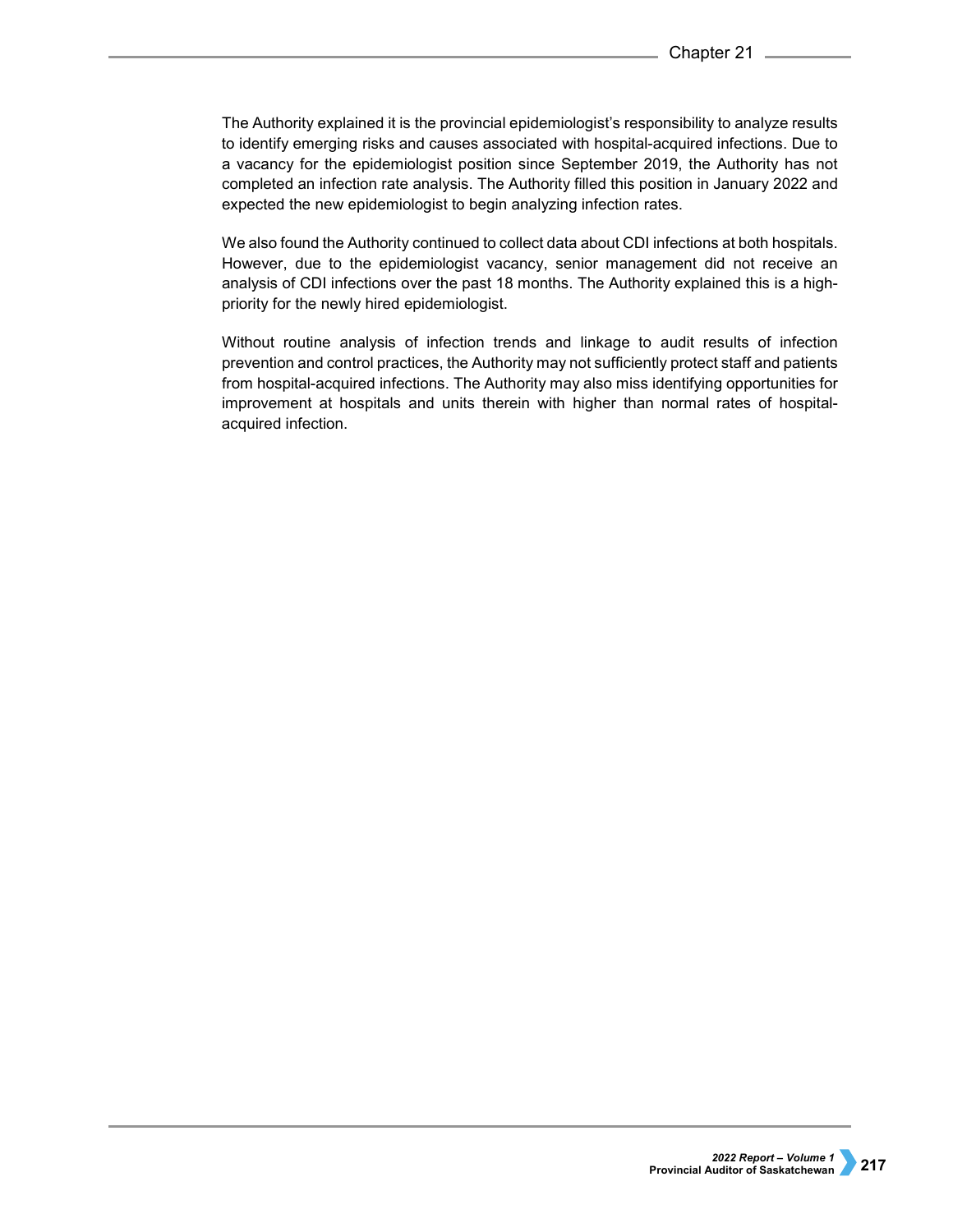The Authority explained it is the provincial epidemiologist's responsibility to analyze results to identify emerging risks and causes associated with hospital-acquired infections. Due to a vacancy for the epidemiologist position since September 2019, the Authority has not completed an infection rate analysis. The Authority filled this position in January 2022 and expected the new epidemiologist to begin analyzing infection rates.

We also found the Authority continued to collect data about CDI infections at both hospitals. However, due to the epidemiologist vacancy, senior management did not receive an analysis of CDI infections over the past 18 months. The Authority explained this is a high-priority for the newly hired epidemiologist.

Without routine analysis of infection trends and linkage to audit results of infection prevention and control practices, the Authority may not sufficiently protect staff and patients from hospital-acquired infections. The Authority may also miss identifying opportunities for improvement at hospitals and units therein with higher than normal rates of hospital-acquired infection.